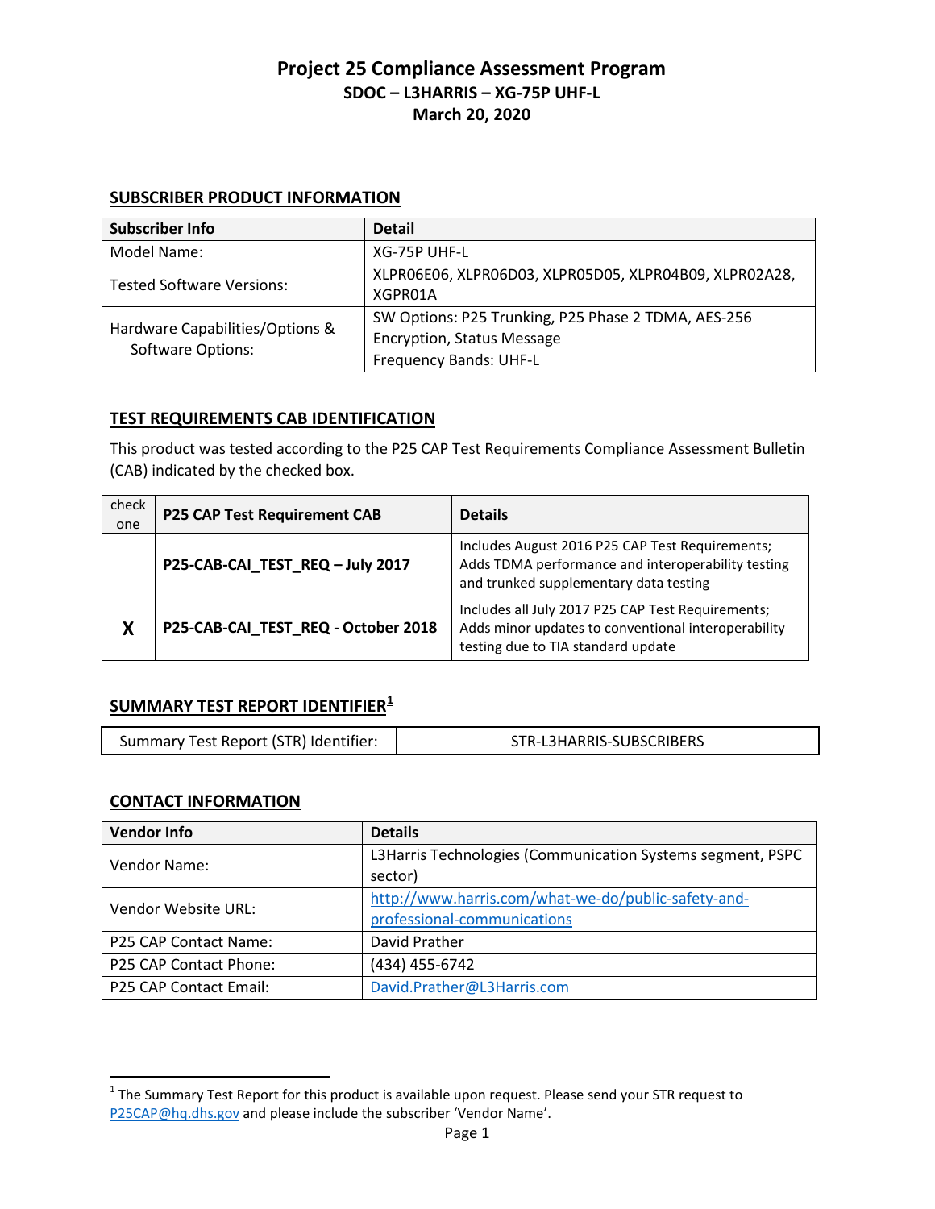# Project 25 Compliance Assessment Program

## SDOC – L3HARRIS – XG-75P UHF-L

## March 20, 2020

### SUBSCRIBER PRODUCT INFORMATION

| Subscriber Info | Detail |
|---|---|
| Model Name: | XG-75P UHF-L |
| Tested Software Versions: | XLPR06E06, XLPR06D03, XLPR05D05, XLPR04B09, XLPR02A28, XGPR01A |
| Hardware Capabilities/Options & Software Options: | SW Options: P25 Trunking, P25 Phase 2 TDMA, AES-256 Encryption, Status Message<br>Frequency Bands: UHF-L |

### TEST REQUIREMENTS CAB IDENTIFICATION

This product was tested according to the P25 CAP Test Requirements Compliance Assessment Bulletin (CAB) indicated by the checked box.

| check one | P25 CAP Test Requirement CAB | Details |
|---|---|---|
| | **P25-CAB-CAI_TEST_REQ – July 2017** | Includes August 2016 P25 CAP Test Requirements; Adds TDMA performance and interoperability testing and trunked supplementary data testing |
| **X** | **P25-CAB-CAI_TEST_REQ - October 2018** | Includes all July 2017 P25 CAP Test Requirements; Adds minor updates to conventional interoperability testing due to TIA standard update |

### SUMMARY TEST REPORT IDENTIFIER[1]

| Summary Test Report (STR) Identifier: | STR-L3HARRIS-SUBSCRIBERS |
|---|---|

### CONTACT INFORMATION

| Vendor Info | Details |
|---|---|
| Vendor Name: | L3Harris Technologies (Communication Systems segment, PSPC sector) |
| Vendor Website URL: | http://www.harris.com/what-we-do/public-safety-and-professional-communications |
| P25 CAP Contact Name: | David Prather |
| P25 CAP Contact Phone: | (434) 455-6742 |
| P25 CAP Contact Email: | David.Prather@L3Harris.com |

[1] The Summary Test Report for this product is available upon request. Please send your STR request to P25CAP@hq.dhs.gov and please include the subscriber 'Vendor Name'.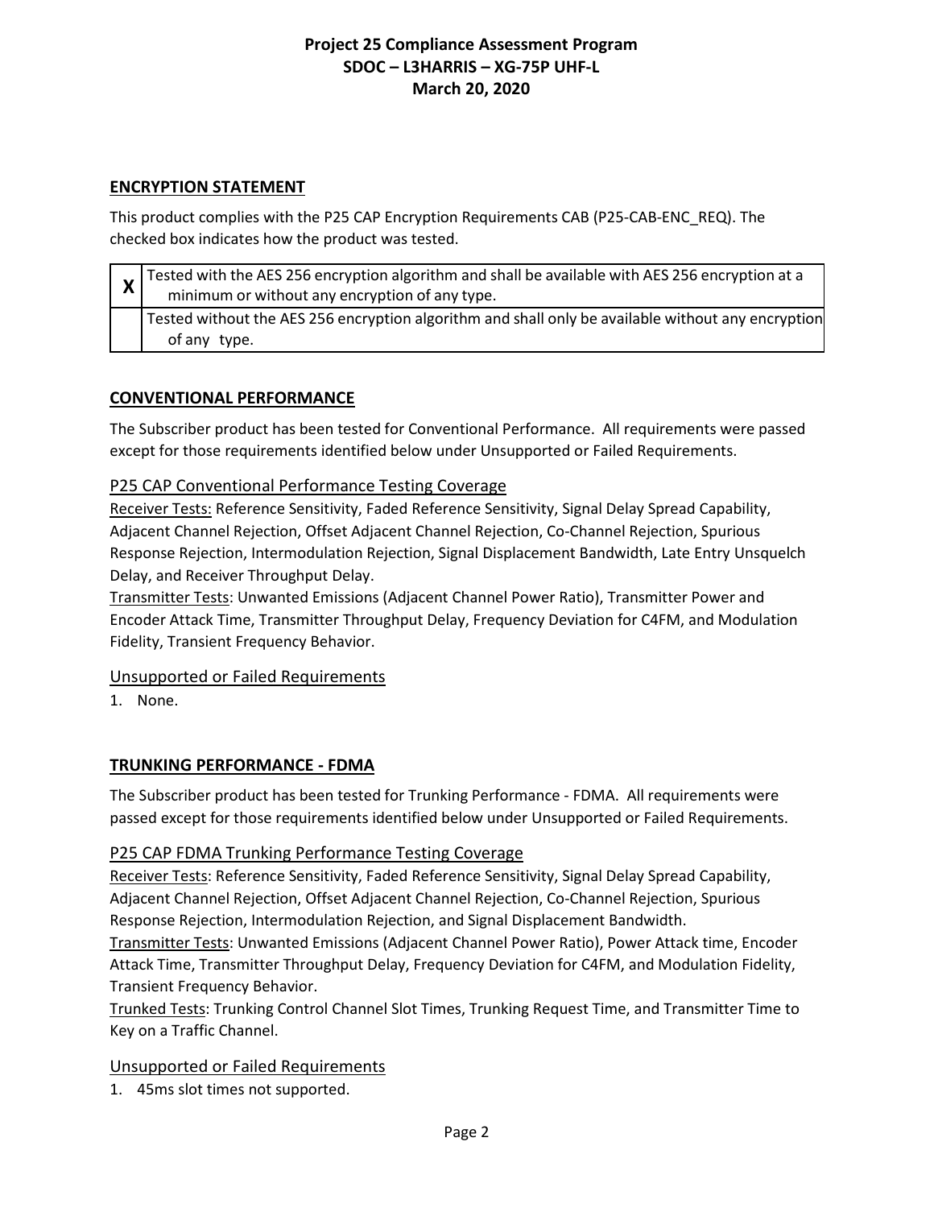## ENCRYPTION STATEMENT

This product complies with the P25 CAP Encryption Requirements CAB (P25-CAB-ENC_REQ). The checked box indicates how the product was tested.

| | |
|---|---|
| X | Tested with the AES 256 encryption algorithm and shall be available with AES 256 encryption at a minimum or without any encryption of any type. |
| | Tested without the AES 256 encryption algorithm and shall only be available without any encryption of any type. |

## CONVENTIONAL PERFORMANCE

The Subscriber product has been tested for Conventional Performance. All requirements were passed except for those requirements identified below under Unsupported or Failed Requirements.

### P25 CAP Conventional Performance Testing Coverage

Receiver Tests: Reference Sensitivity, Faded Reference Sensitivity, Signal Delay Spread Capability, Adjacent Channel Rejection, Offset Adjacent Channel Rejection, Co-Channel Rejection, Spurious Response Rejection, Intermodulation Rejection, Signal Displacement Bandwidth, Late Entry Unsquelch Delay, and Receiver Throughput Delay.

Transmitter Tests: Unwanted Emissions (Adjacent Channel Power Ratio), Transmitter Power and Encoder Attack Time, Transmitter Throughput Delay, Frequency Deviation for C4FM, and Modulation Fidelity, Transient Frequency Behavior.

### Unsupported or Failed Requirements

1. None.

## TRUNKING PERFORMANCE - FDMA

The Subscriber product has been tested for Trunking Performance - FDMA. All requirements were passed except for those requirements identified below under Unsupported or Failed Requirements.

### P25 CAP FDMA Trunking Performance Testing Coverage

Receiver Tests: Reference Sensitivity, Faded Reference Sensitivity, Signal Delay Spread Capability, Adjacent Channel Rejection, Offset Adjacent Channel Rejection, Co-Channel Rejection, Spurious Response Rejection, Intermodulation Rejection, and Signal Displacement Bandwidth.

Transmitter Tests: Unwanted Emissions (Adjacent Channel Power Ratio), Power Attack time, Encoder Attack Time, Transmitter Throughput Delay, Frequency Deviation for C4FM, and Modulation Fidelity, Transient Frequency Behavior.

Trunked Tests: Trunking Control Channel Slot Times, Trunking Request Time, and Transmitter Time to Key on a Traffic Channel.

### Unsupported or Failed Requirements

1. 45ms slot times not supported.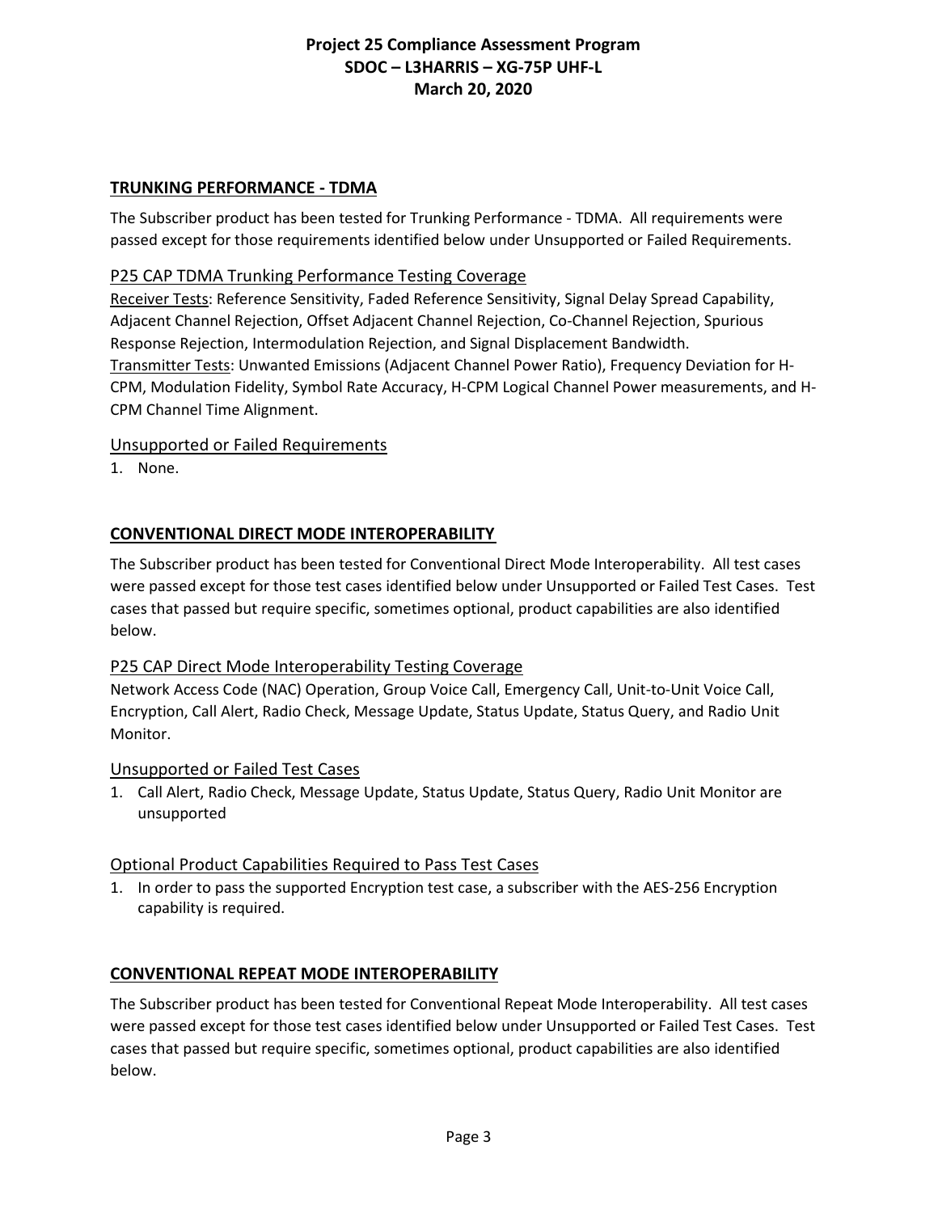## TRUNKING PERFORMANCE - TDMA

The Subscriber product has been tested for Trunking Performance - TDMA. All requirements were passed except for those requirements identified below under Unsupported or Failed Requirements.

### P25 CAP TDMA Trunking Performance Testing Coverage

Receiver Tests: Reference Sensitivity, Faded Reference Sensitivity, Signal Delay Spread Capability, Adjacent Channel Rejection, Offset Adjacent Channel Rejection, Co-Channel Rejection, Spurious Response Rejection, Intermodulation Rejection, and Signal Displacement Bandwidth.
Transmitter Tests: Unwanted Emissions (Adjacent Channel Power Ratio), Frequency Deviation for H-CPM, Modulation Fidelity, Symbol Rate Accuracy, H-CPM Logical Channel Power measurements, and H-CPM Channel Time Alignment.

### Unsupported or Failed Requirements

1. None.

## CONVENTIONAL DIRECT MODE INTEROPERABILITY

The Subscriber product has been tested for Conventional Direct Mode Interoperability. All test cases were passed except for those test cases identified below under Unsupported or Failed Test Cases. Test cases that passed but require specific, sometimes optional, product capabilities are also identified below.

### P25 CAP Direct Mode Interoperability Testing Coverage

Network Access Code (NAC) Operation, Group Voice Call, Emergency Call, Unit-to-Unit Voice Call, Encryption, Call Alert, Radio Check, Message Update, Status Update, Status Query, and Radio Unit Monitor.

### Unsupported or Failed Test Cases

1. Call Alert, Radio Check, Message Update, Status Update, Status Query, Radio Unit Monitor are unsupported

### Optional Product Capabilities Required to Pass Test Cases

1. In order to pass the supported Encryption test case, a subscriber with the AES-256 Encryption capability is required.

## CONVENTIONAL REPEAT MODE INTEROPERABILITY

The Subscriber product has been tested for Conventional Repeat Mode Interoperability. All test cases were passed except for those test cases identified below under Unsupported or Failed Test Cases. Test cases that passed but require specific, sometimes optional, product capabilities are also identified below.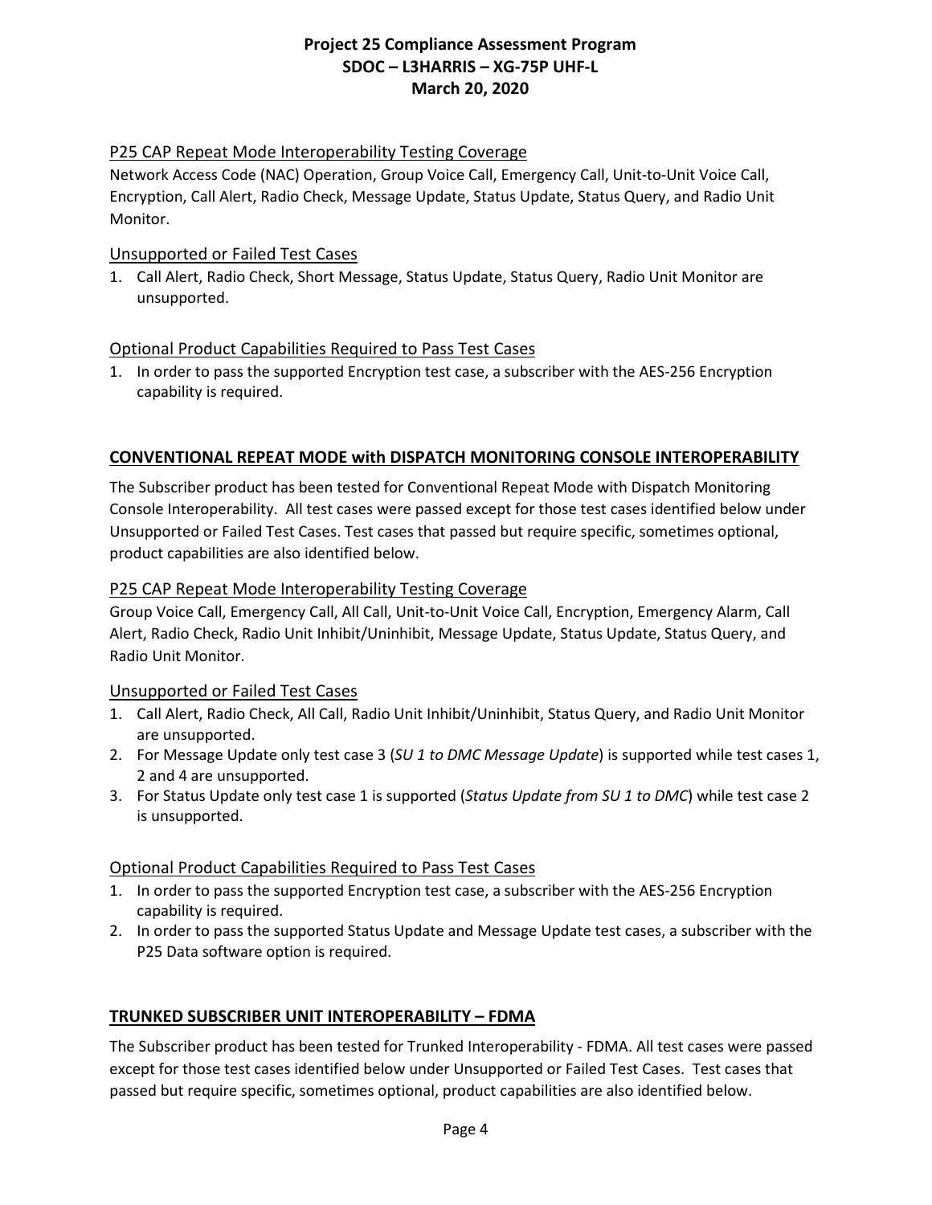### P25 CAP Repeat Mode Interoperability Testing Coverage

Network Access Code (NAC) Operation, Group Voice Call, Emergency Call, Unit-to-Unit Voice Call, Encryption, Call Alert, Radio Check, Message Update, Status Update, Status Query, and Radio Unit Monitor.

### Unsupported or Failed Test Cases

1. Call Alert, Radio Check, Short Message, Status Update, Status Query, Radio Unit Monitor are unsupported.

### Optional Product Capabilities Required to Pass Test Cases

1. In order to pass the supported Encryption test case, a subscriber with the AES-256 Encryption capability is required.

## CONVENTIONAL REPEAT MODE with DISPATCH MONITORING CONSOLE INTEROPERABILITY

The Subscriber product has been tested for Conventional Repeat Mode with Dispatch Monitoring Console Interoperability. All test cases were passed except for those test cases identified below under Unsupported or Failed Test Cases. Test cases that passed but require specific, sometimes optional, product capabilities are also identified below.

### P25 CAP Repeat Mode Interoperability Testing Coverage

Group Voice Call, Emergency Call, All Call, Unit-to-Unit Voice Call, Encryption, Emergency Alarm, Call Alert, Radio Check, Radio Unit Inhibit/Uninhibit, Message Update, Status Update, Status Query, and Radio Unit Monitor.

### Unsupported or Failed Test Cases

1. Call Alert, Radio Check, All Call, Radio Unit Inhibit/Uninhibit, Status Query, and Radio Unit Monitor are unsupported.
2. For Message Update only test case 3 (*SU 1 to DMC Message Update*) is supported while test cases 1, 2 and 4 are unsupported.
3. For Status Update only test case 1 is supported (*Status Update from SU 1 to DMC*) while test case 2 is unsupported.

### Optional Product Capabilities Required to Pass Test Cases

1. In order to pass the supported Encryption test case, a subscriber with the AES-256 Encryption capability is required.
2. In order to pass the supported Status Update and Message Update test cases, a subscriber with the P25 Data software option is required.

## TRUNKED SUBSCRIBER UNIT INTEROPERABILITY – FDMA

The Subscriber product has been tested for Trunked Interoperability - FDMA. All test cases were passed except for those test cases identified below under Unsupported or Failed Test Cases. Test cases that passed but require specific, sometimes optional, product capabilities are also identified below.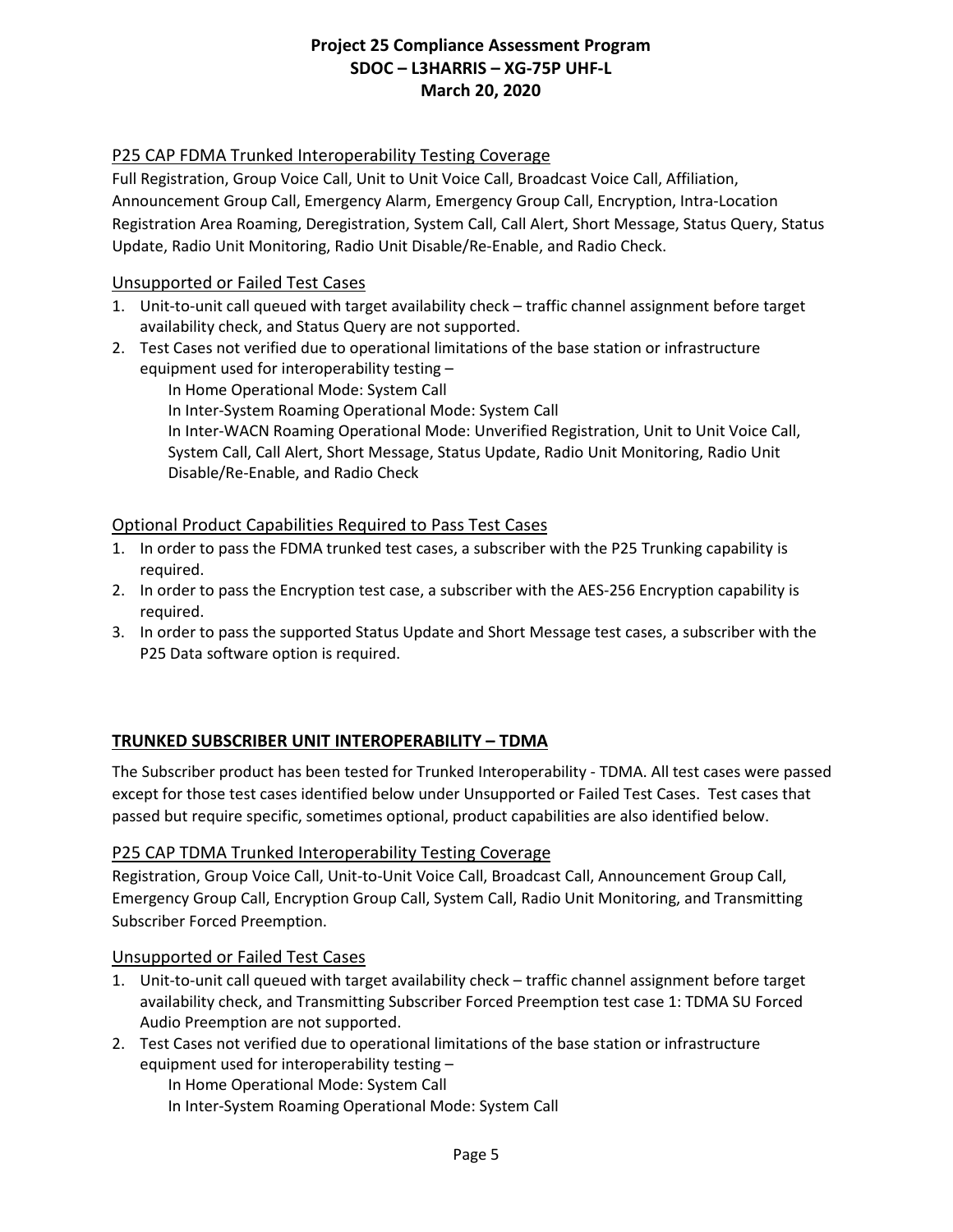### P25 CAP FDMA Trunked Interoperability Testing Coverage

Full Registration, Group Voice Call, Unit to Unit Voice Call, Broadcast Voice Call, Affiliation, Announcement Group Call, Emergency Alarm, Emergency Group Call, Encryption, Intra-Location Registration Area Roaming, Deregistration, System Call, Call Alert, Short Message, Status Query, Status Update, Radio Unit Monitoring, Radio Unit Disable/Re-Enable, and Radio Check.

### Unsupported or Failed Test Cases

1. Unit-to-unit call queued with target availability check – traffic channel assignment before target availability check, and Status Query are not supported.
2. Test Cases not verified due to operational limitations of the base station or infrastructure equipment used for interoperability testing –
   In Home Operational Mode: System Call
   In Inter-System Roaming Operational Mode: System Call
   In Inter-WACN Roaming Operational Mode: Unverified Registration, Unit to Unit Voice Call, System Call, Call Alert, Short Message, Status Update, Radio Unit Monitoring, Radio Unit Disable/Re-Enable, and Radio Check

### Optional Product Capabilities Required to Pass Test Cases

1. In order to pass the FDMA trunked test cases, a subscriber with the P25 Trunking capability is required.
2. In order to pass the Encryption test case, a subscriber with the AES-256 Encryption capability is required.
3. In order to pass the supported Status Update and Short Message test cases, a subscriber with the P25 Data software option is required.

## TRUNKED SUBSCRIBER UNIT INTEROPERABILITY – TDMA

The Subscriber product has been tested for Trunked Interoperability - TDMA. All test cases were passed except for those test cases identified below under Unsupported or Failed Test Cases. Test cases that passed but require specific, sometimes optional, product capabilities are also identified below.

### P25 CAP TDMA Trunked Interoperability Testing Coverage

Registration, Group Voice Call, Unit-to-Unit Voice Call, Broadcast Call, Announcement Group Call, Emergency Group Call, Encryption Group Call, System Call, Radio Unit Monitoring, and Transmitting Subscriber Forced Preemption.

### Unsupported or Failed Test Cases

1. Unit-to-unit call queued with target availability check – traffic channel assignment before target availability check, and Transmitting Subscriber Forced Preemption test case 1: TDMA SU Forced Audio Preemption are not supported.
2. Test Cases not verified due to operational limitations of the base station or infrastructure equipment used for interoperability testing –
   In Home Operational Mode: System Call
   In Inter-System Roaming Operational Mode: System Call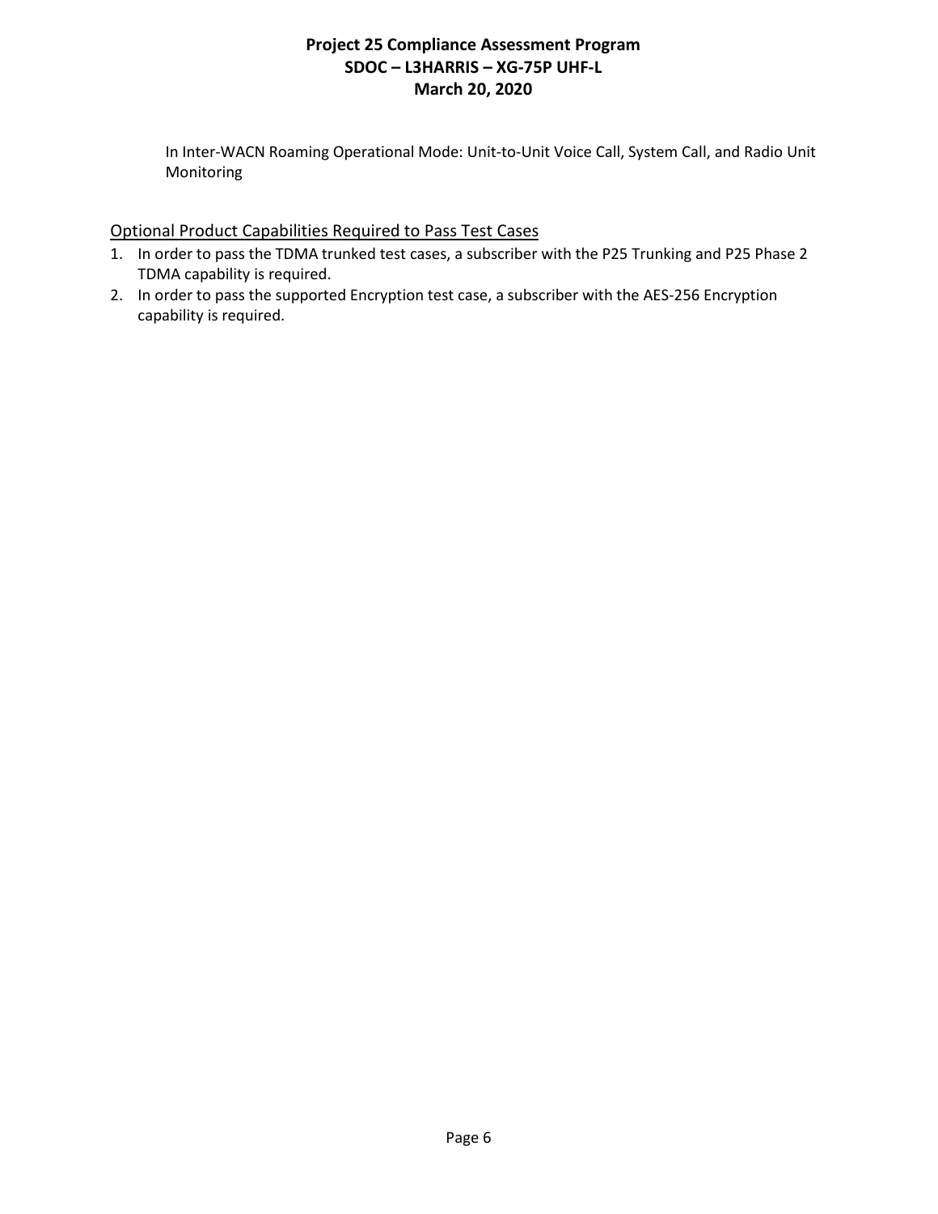In Inter-WACN Roaming Operational Mode: Unit-to-Unit Voice Call, System Call, and Radio Unit Monitoring

## Optional Product Capabilities Required to Pass Test Cases

1. In order to pass the TDMA trunked test cases, a subscriber with the P25 Trunking and P25 Phase 2 TDMA capability is required.
2. In order to pass the supported Encryption test case, a subscriber with the AES-256 Encryption capability is required.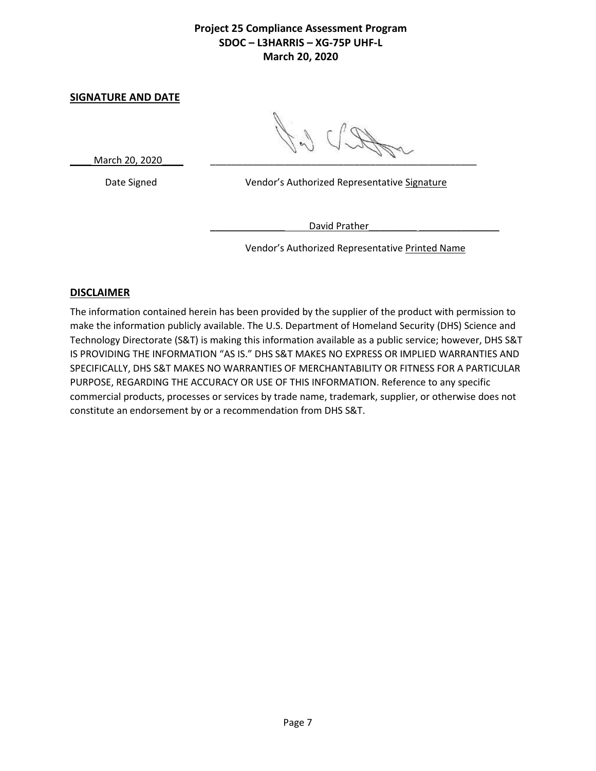## SIGNATURE AND DATE

March 20, 2020 ____________________________________________________

Date Signed Vendor's Authorized Representative Signature

David Prather

Vendor's Authorized Representative Printed Name

## DISCLAIMER

The information contained herein has been provided by the supplier of the product with permission to make the information publicly available. The U.S. Department of Homeland Security (DHS) Science and Technology Directorate (S&T) is making this information available as a public service; however, DHS S&T IS PROVIDING THE INFORMATION "AS IS." DHS S&T MAKES NO EXPRESS OR IMPLIED WARRANTIES AND SPECIFICALLY, DHS S&T MAKES NO WARRANTIES OF MERCHANTABILITY OR FITNESS FOR A PARTICULAR PURPOSE, REGARDING THE ACCURACY OR USE OF THIS INFORMATION. Reference to any specific commercial products, processes or services by trade name, trademark, supplier, or otherwise does not constitute an endorsement by or a recommendation from DHS S&T.